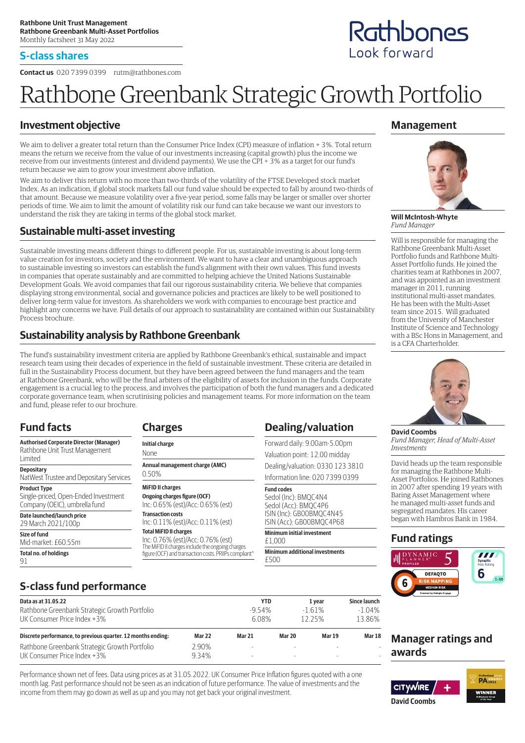**Rathbone Unit Trust Management**
**Rathbone Greenbank Multi-Asset Portfolios**
Monthly factsheet 31 May 2022

## S-class shares

**Contact us** 020 7399 0399 rutm@rathbones.com

Rathbones
Look forward

# Rathbone Greenbank Strategic Growth Portfolio

## Investment objective

We aim to deliver a greater total return than the Consumer Price Index (CPI) measure of inflation + 3%. Total return means the return we receive from the value of our investments increasing (capital growth) plus the income we receive from our investments (interest and dividend payments). We use the CPI + 3% as a target for our fund's return because we aim to grow your investment above inflation.

We aim to deliver this return with no more than two-thirds of the volatility of the FTSE Developed stock market Index. As an indication, if global stock markets fall our fund value should be expected to fall by around two-thirds of that amount. Because we measure volatility over a five-year period, some falls may be larger or smaller over shorter periods of time. We aim to limit the amount of volatility risk our fund can take because we want our investors to understand the risk they are taking in terms of the global stock market.

## Sustainable multi-asset investing

Sustainable investing means different things to different people. For us, sustainable investing is about long-term value creation for investors, society and the environment. We want to have a clear and unambiguous approach to sustainable investing so investors can establish the fund's alignment with their own values. This fund invests in companies that operate sustainably and are committed to helping achieve the United Nations Sustainable Development Goals. We avoid companies that fail our rigorous sustainability criteria. We believe that companies displaying strong environmental, social and governance policies and practices are likely to be well positioned to deliver long-term value for investors. As shareholders we work with companies to encourage best practice and highlight any concerns we have. Full details of our approach to sustainability are contained within our Sustainability Process brochure.

## Sustainability analysis by Rathbone Greenbank

The fund's sustainability investment criteria are applied by Rathbone Greenbank's ethical, sustainable and impact research team using their decades of experience in the field of sustainable investment. These criteria are detailed in full in the Sustainability Process document, but they have been agreed between the fund managers and the team at Rathbone Greenbank, who will be the final arbiters of the eligibility of assets for inclusion in the funds. Corporate engagement is a crucial leg to the process, and involves the participation of both the fund managers and a dedicated corporate governance team, when scrutinising policies and management teams. For more information on the team and fund, please refer to our brochure.

## Fund facts

**Authorised Corporate Director (Manager)**
Rathbone Unit Trust Management Limited

**Depositary**
NatWest Trustee and Depositary Services

**Product Type**
Single-priced, Open-Ended Investment Company (OEIC), umbrella fund

**Date launched/launch price**
29 March 2021/100p

**Size of fund**
Mid-market: £60.55m

**Total no. of holdings**
91

## Charges

**Initial charge**
None

**Annual management charge (AMC)**
0.50%

**MiFID II charges**

**Ongoing charges figure (OCF)**
Inc: 0.65% (est)/Acc: 0.65% (est)

**Transaction costs**
Inc: 0.11% (est)/Acc: 0.11% (est)

**Total MiFID II charges**
Inc: 0.76% (est)/Acc: 0.76% (est)
The MiFID II charges include the ongoing charges figure (OCF) and transaction costs. PRIIPs compliant^

## Dealing/valuation

Forward daily: 9.00am-5.00pm
Valuation point: 12.00 midday
Dealing/valuation: 0330 123 3810
Information line: 020 7399 0399

**Fund codes**
Sedol (Inc): BMQC4N4
Sedol (Acc): BMQC4P6
ISIN (Inc): GB00BMQC4N45
ISIN (Acc): GB00BMQC4P68

**Minimum initial investment**
£1,000

**Minimum additional investments**
£500

## S-class fund performance

| Data as at 31.05.22 | YTD | 1 year | Since launch |
|---|---|---|---|
| Rathbone Greenbank Strategic Growth Portfolio | -9.54% | -1.61% | -1.04% |
| UK Consumer Price Index +3% | 6.08% | 12.25% | 13.86% |

| Discrete performance, to previous quarter. 12 months ending: | Mar 22 | Mar 21 | Mar 20 | Mar 19 | Mar 18 |
|---|---|---|---|---|---|
| Rathbone Greenbank Strategic Growth Portfolio | 2.90% | - | - | - | - |
| UK Consumer Price Index +3% | 9.34% | - | - | - | - |

Performance shown net of fees. Data using prices as at 31.05.2022. UK Consumer Price Inflation figures quoted with a one month lag. Past performance should not be seen as an indication of future performance. The value of investments and the income from them may go down as well as up and you may not get back your original investment.

## Management

**Will McIntosh-Whyte**
*Fund Manager*

Will is responsible for managing the Rathbone Greenbank Multi-Asset Portfolio funds and Rathbone Multi-Asset Portfolio funds. He joined the charities team at Rathbones in 2007, and was appointed as an investment manager in 2011, running institutional multi-asset mandates. He has been with the Multi-Asset team since 2015. Will graduated from the University of Manchester Institute of Science and Technology with a BSc Hons in Management, and is a CFA Charterholder.

**David Coombs**
*Fund Manager, Head of Multi-Asset Investments*

David heads up the team responsible for managing the Rathbone Multi-Asset Portfolios. He joined Rathbones in 2007 after spending 19 years with Baring Asset Management where he managed multi-asset funds and segregated mandates. His career began with Hambros Bank in 1984.

## Fund ratings

Dynamic Planner Profiled 5
Defaqto Risk Mapping 6 Medium Risk
Synaptic Risk Rating 6 (1-10)

## Manager ratings and awards

Citywire + David Coombs
Professional Adviser Awards 2022 Winner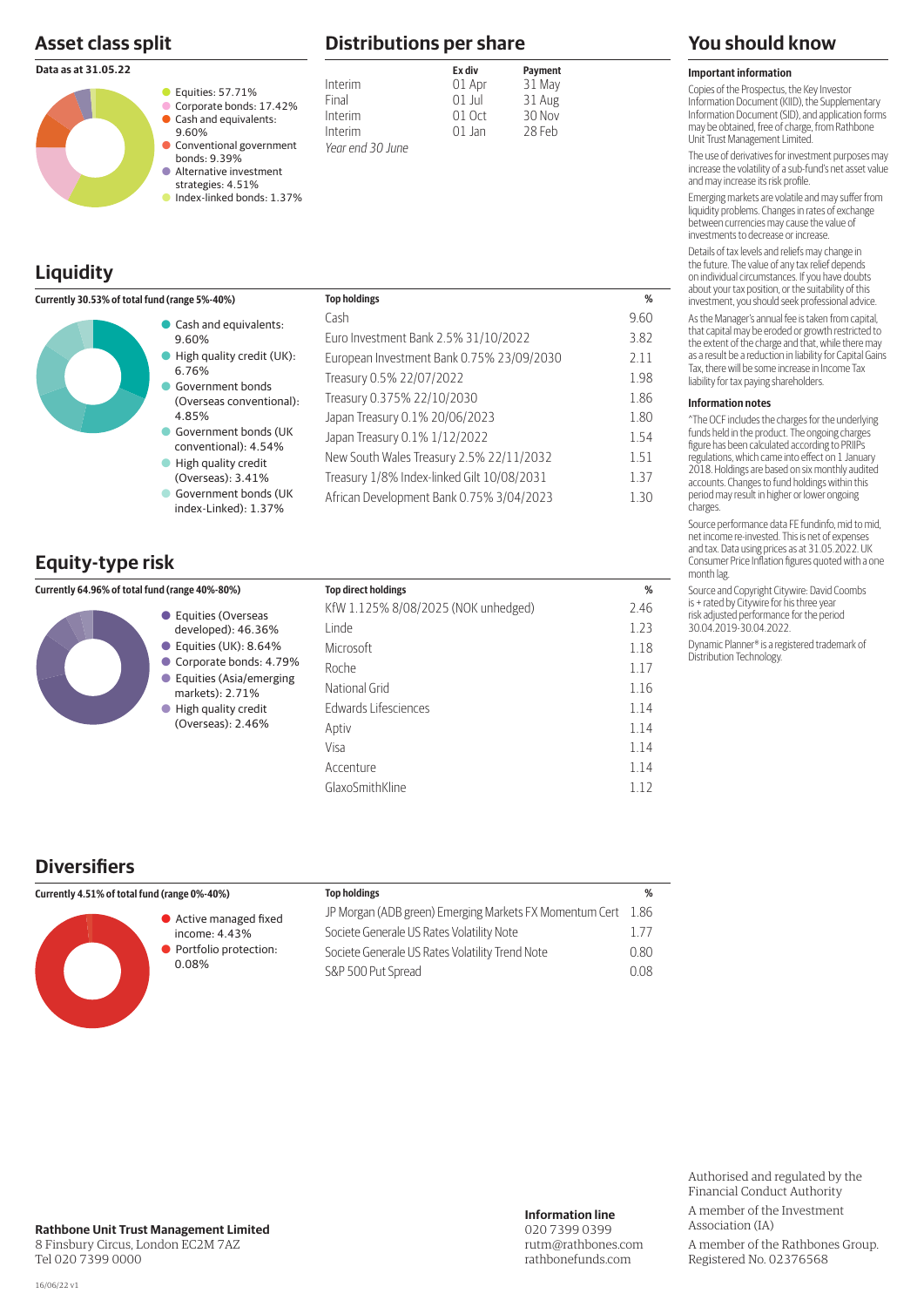## Asset class split

**Data as at 31.05.22**

- Equities: 57.71%
- Corporate bonds: 17.42%
- Cash and equivalents: 9.60%
- Conventional government bonds: 9.39%
- Alternative investment strategies: 4.51%
- Index-linked bonds: 1.37%

## Distributions per share

| | Ex div | Payment |
|---|---|---|
| Interim | 01 Apr | 31 May |
| Final | 01 Jul | 31 Aug |
| Interim | 01 Oct | 30 Nov |
| Interim | 01 Jan | 28 Feb |

*Year end 30 June*

## Liquidity

**Currently 30.53% of total fund (range 5%-40%)**

- Cash and equivalents: 9.60%
- High quality credit (UK): 6.76%
- Government bonds (Overseas conventional): 4.85%
- Government bonds (UK conventional): 4.54%
- High quality credit (Overseas): 3.41%
- Government bonds (UK index-Linked): 1.37%

| Top holdings | % |
|---|---|
| Cash | 9.60 |
| Euro Investment Bank 2.5% 31/10/2022 | 3.82 |
| European Investment Bank 0.75% 23/09/2030 | 2.11 |
| Treasury 0.5% 22/07/2022 | 1.98 |
| Treasury 0.375% 22/10/2030 | 1.86 |
| Japan Treasury 0.1% 20/06/2023 | 1.80 |
| Japan Treasury 0.1% 1/12/2022 | 1.54 |
| New South Wales Treasury 2.5% 22/11/2032 | 1.51 |
| Treasury 1/8% Index-linked Gilt 10/08/2031 | 1.37 |
| African Development Bank 0.75% 3/04/2023 | 1.30 |

## Equity-type risk

**Currently 64.96% of total fund (range 40%-80%)**

- Equities (Overseas developed): 46.36%
- Equities (UK): 8.64%
- Corporate bonds: 4.79%
- Equities (Asia/emerging markets): 2.71%
- High quality credit (Overseas): 2.46%

| Top direct holdings | % |
|---|---|
| KfW 1.125% 8/08/2025 (NOK unhedged) | 2.46 |
| Linde | 1.23 |
| Microsoft | 1.18 |
| Roche | 1.17 |
| National Grid | 1.16 |
| Edwards Lifesciences | 1.14 |
| Aptiv | 1.14 |
| Visa | 1.14 |
| Accenture | 1.14 |
| GlaxoSmithKline | 1.12 |

## Diversifiers

**Currently 4.51% of total fund (range 0%-40%)**

- Active managed fixed income: 4.43%
- Portfolio protection: 0.08%

| Top holdings | % |
|---|---|
| JP Morgan (ADB green) Emerging Markets FX Momentum Cert | 1.86 |
| Societe Generale US Rates Volatility Note | 1.77 |
| Societe Generale US Rates Volatility Trend Note | 0.80 |
| S&P 500 Put Spread | 0.08 |

## You should know

### Important information

Copies of the Prospectus, the Key Investor Information Document (KIID), the Supplementary Information Document (SID), and application forms may be obtained, free of charge, from Rathbone Unit Trust Management Limited.

The use of derivatives for investment purposes may increase the volatility of a sub-fund's net asset value and may increase its risk profile.

Emerging markets are volatile and may suffer from liquidity problems. Changes in rates of exchange between currencies may cause the value of investments to decrease or increase.

Details of tax levels and reliefs may change in the future. The value of any tax relief depends on individual circumstances. If you have doubts about your tax position, or the suitability of this investment, you should seek professional advice.

As the Manager's annual fee is taken from capital, that capital may be eroded or growth restricted to the extent of the charge and that, while there may as a result be a reduction in liability for Capital Gains Tax, there will be some increase in Income Tax liability for tax paying shareholders.

### Information notes

^The OCF includes the charges for the underlying funds held in the product. The ongoing charges figure has been calculated according to PRIIPs regulations, which came into effect on 1 January 2018. Holdings are based on six monthly audited accounts. Changes to fund holdings within this period may result in higher or lower ongoing charges.

Source performance data FE fundinfo, mid to mid, net income re-invested. This is net of expenses and tax. Data using prices as at 31.05.2022. UK Consumer Price Inflation figures quoted with a one month lag.

Source and Copyright Citywire: David Coombs is + rated by Citywire for his three year risk adjusted performance for the period 30.04.2019-30.04.2022.

Dynamic Planner® is a registered trademark of Distribution Technology.

**Rathbone Unit Trust Management Limited**
8 Finsbury Circus, London EC2M 7AZ
Tel 020 7399 0000

**Information line**
020 7399 0399
rutm@rathbones.com
rathbonefunds.com

Authorised and regulated by the Financial Conduct Authority

A member of the Investment Association (IA)

A member of the Rathbones Group. Registered No. 02376568

16/06/22 v1